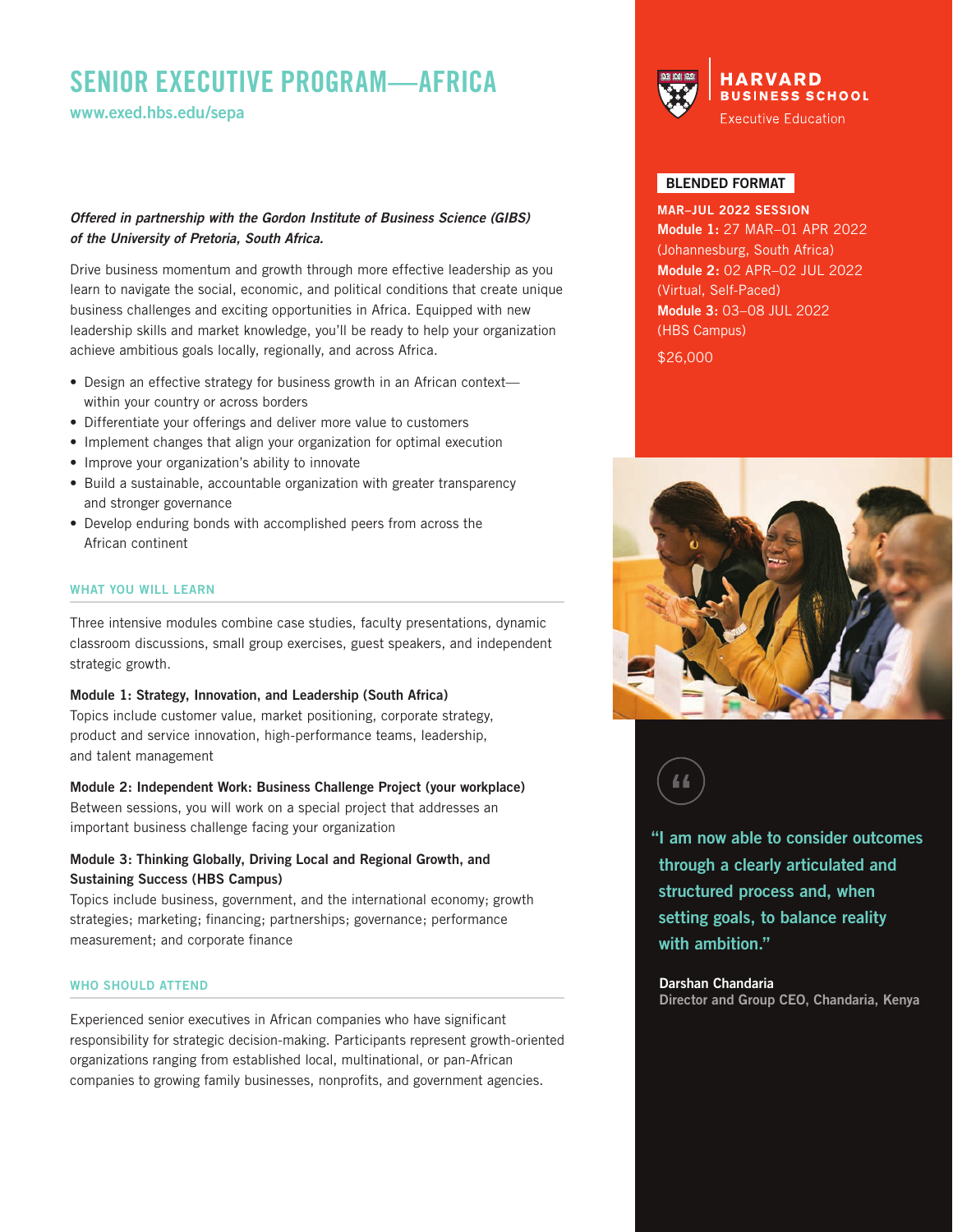# SENIOR EXECUTIVE PROGRAM—AFRICA

www.exed.hbs.edu/sepa

HARVARD BUSINESS SCHOOL
Executive Education

**BLENDED FORMAT**

**MAR–JUL 2022 SESSION**
**Module 1:** 27 MAR–01 APR 2022 (Johannesburg, South Africa)
**Module 2:** 02 APR–02 JUL 2022 (Virtual, Self-Paced)
**Module 3:** 03–08 JUL 2022 (HBS Campus)

$26,000

***Offered in partnership with the Gordon Institute of Business Science (GIBS) of the University of Pretoria, South Africa.***

Drive business momentum and growth through more effective leadership as you learn to navigate the social, economic, and political conditions that create unique business challenges and exciting opportunities in Africa. Equipped with new leadership skills and market knowledge, you'll be ready to help your organization achieve ambitious goals locally, regionally, and across Africa.

- Design an effective strategy for business growth in an African context—within your country or across borders
- Differentiate your offerings and deliver more value to customers
- Implement changes that align your organization for optimal execution
- Improve your organization's ability to innovate
- Build a sustainable, accountable organization with greater transparency and stronger governance
- Develop enduring bonds with accomplished peers from across the African continent

## WHAT YOU WILL LEARN

Three intensive modules combine case studies, faculty presentations, dynamic classroom discussions, small group exercises, guest speakers, and independent strategic growth.

**Module 1: Strategy, Innovation, and Leadership (South Africa)**
Topics include customer value, market positioning, corporate strategy, product and service innovation, high-performance teams, leadership, and talent management

**Module 2: Independent Work: Business Challenge Project (your workplace)**
Between sessions, you will work on a special project that addresses an important business challenge facing your organization

**Module 3: Thinking Globally, Driving Local and Regional Growth, and Sustaining Success (HBS Campus)**
Topics include business, government, and the international economy; growth strategies; marketing; financing; partnerships; governance; performance measurement; and corporate finance

## WHO SHOULD ATTEND

Experienced senior executives in African companies who have significant responsibility for strategic decision-making. Participants represent growth-oriented organizations ranging from established local, multinational, or pan-African companies to growing family businesses, nonprofits, and government agencies.

"I am now able to consider outcomes through a clearly articulated and structured process and, when setting goals, to balance reality with ambition."

**Darshan Chandaria**
Director and Group CEO, Chandaria, Kenya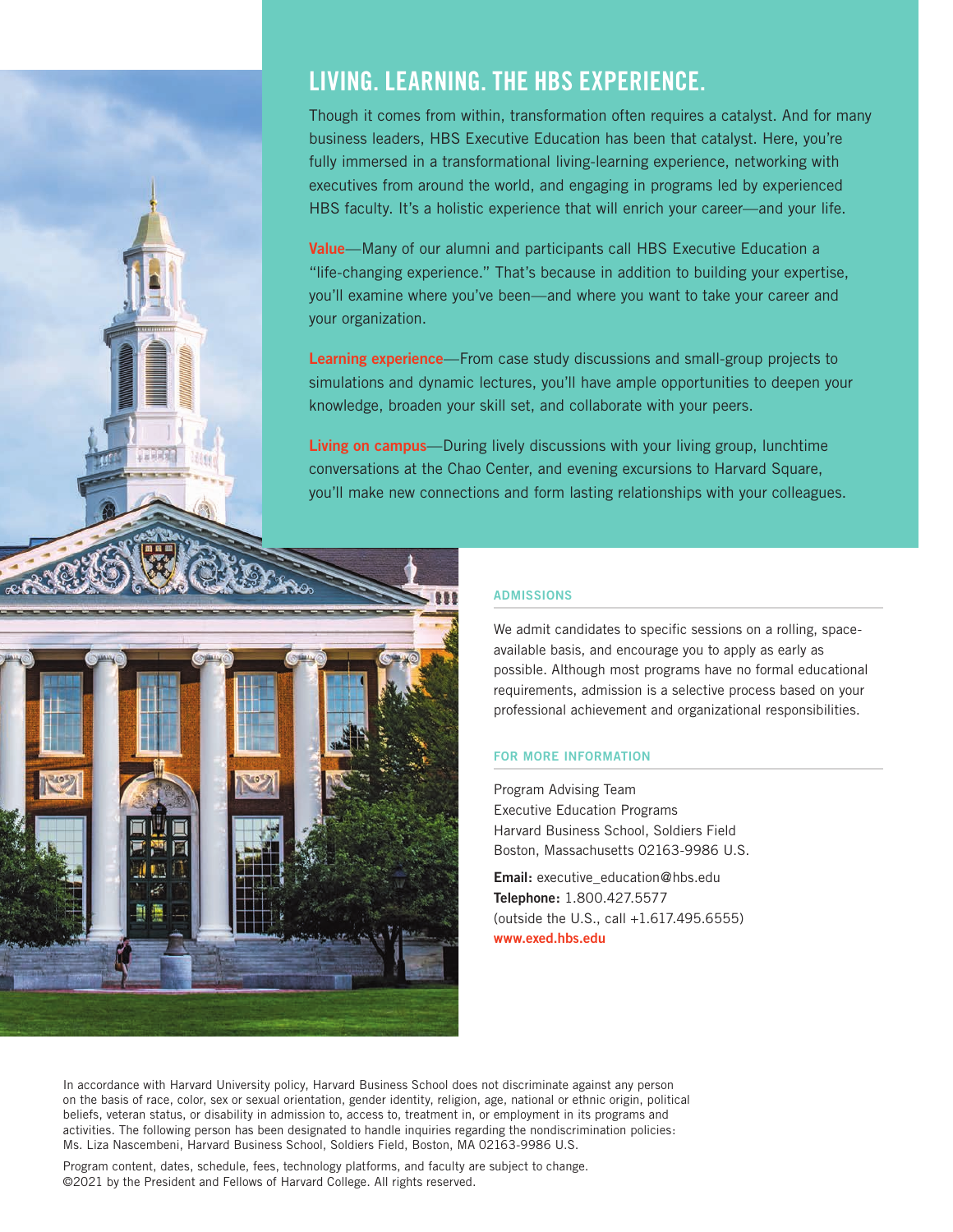## LIVING. LEARNING. THE HBS EXPERIENCE.

Though it comes from within, transformation often requires a catalyst. And for many business leaders, HBS Executive Education has been that catalyst. Here, you're fully immersed in a transformational living-learning experience, networking with executives from around the world, and engaging in programs led by experienced HBS faculty. It's a holistic experience that will enrich your career—and your life.

**Value**—Many of our alumni and participants call HBS Executive Education a "life-changing experience." That's because in addition to building your expertise, you'll examine where you've been—and where you want to take your career and your organization.

**Learning experience**—From case study discussions and small-group projects to simulations and dynamic lectures, you'll have ample opportunities to deepen your knowledge, broaden your skill set, and collaborate with your peers.

**Living on campus**—During lively discussions with your living group, lunchtime conversations at the Chao Center, and evening excursions to Harvard Square, you'll make new connections and form lasting relationships with your colleagues.

### ADMISSIONS

We admit candidates to specific sessions on a rolling, space-available basis, and encourage you to apply as early as possible. Although most programs have no formal educational requirements, admission is a selective process based on your professional achievement and organizational responsibilities.

### FOR MORE INFORMATION

Program Advising Team
Executive Education Programs
Harvard Business School, Soldiers Field
Boston, Massachusetts 02163-9986 U.S.

**Email:** executive_education@hbs.edu
**Telephone:** 1.800.427.5577
(outside the U.S., call +1.617.495.6555)
**www.exed.hbs.edu**

In accordance with Harvard University policy, Harvard Business School does not discriminate against any person on the basis of race, color, sex or sexual orientation, gender identity, religion, age, national or ethnic origin, political beliefs, veteran status, or disability in admission to, access to, treatment in, or employment in its programs and activities. The following person has been designated to handle inquiries regarding the nondiscrimination policies: Ms. Liza Nascembeni, Harvard Business School, Soldiers Field, Boston, MA 02163-9986 U.S.

Program content, dates, schedule, fees, technology platforms, and faculty are subject to change.
©2021 by the President and Fellows of Harvard College. All rights reserved.